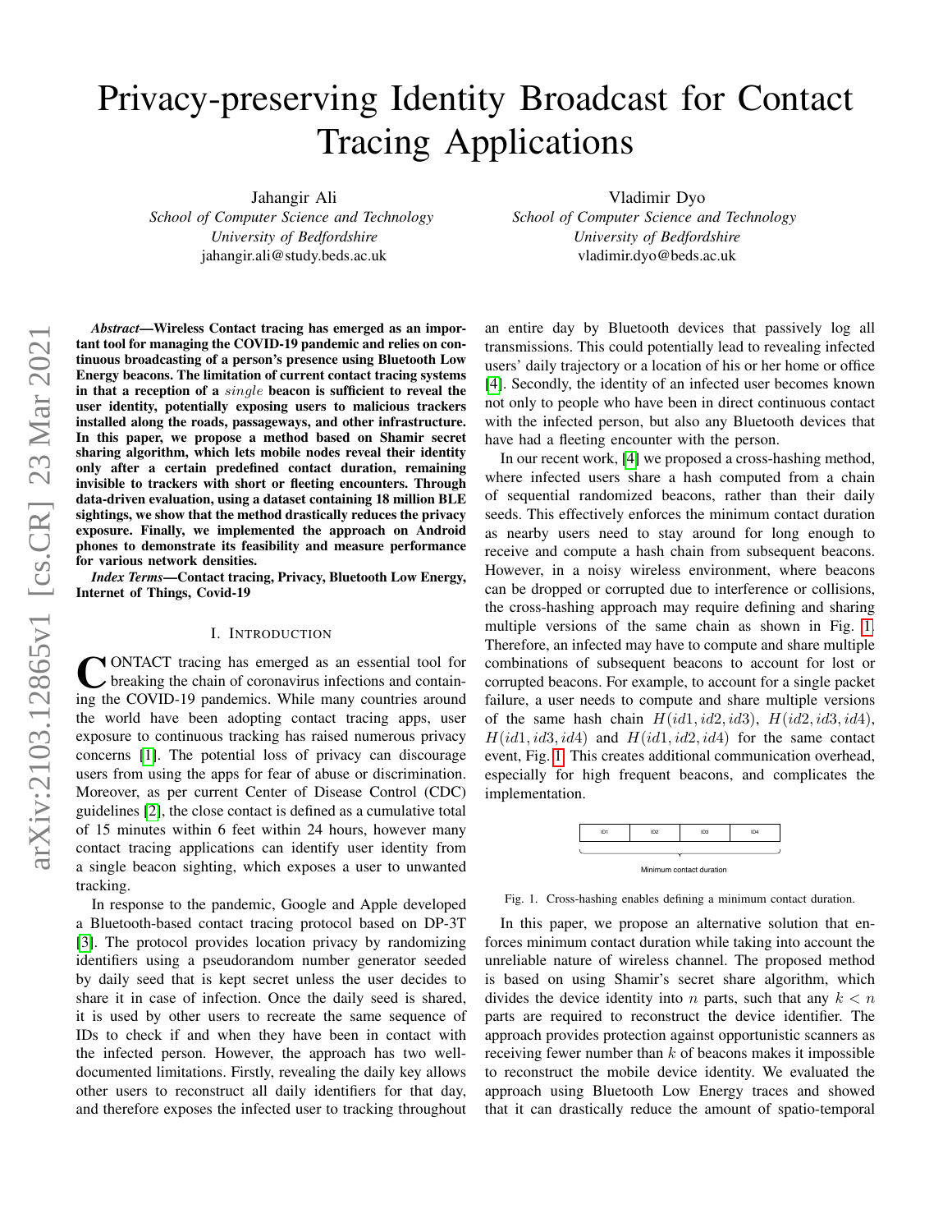# Privacy-preserving Identity Broadcast for Contact Tracing Applications

Jahangir Ali
*School of Computer Science and Technology*
*University of Bedfordshire*
jahangir.ali@study.beds.ac.uk

Vladimir Dyo
*School of Computer Science and Technology*
*University of Bedfordshire*
vladimir.dyo@beds.ac.uk

***Abstract*—Wireless Contact tracing has emerged as an important tool for managing the COVID-19 pandemic and relies on continuous broadcasting of a person's presence using Bluetooth Low Energy beacons. The limitation of current contact tracing systems in that a reception of a $single$ beacon is sufficient to reveal the user identity, potentially exposing users to malicious trackers installed along the roads, passageways, and other infrastructure. In this paper, we propose a method based on Shamir secret sharing algorithm, which lets mobile nodes reveal their identity only after a certain predefined contact duration, remaining invisible to trackers with short or fleeting encounters. Through data-driven evaluation, using a dataset containing 18 million BLE sightings, we show that the method drastically reduces the privacy exposure. Finally, we implemented the approach on Android phones to demonstrate its feasibility and measure performance for various network densities.**

***Index Terms*—Contact tracing, Privacy, Bluetooth Low Energy, Internet of Things, Covid-19**

## I. Introduction

Contact tracing has emerged as an essential tool for breaking the chain of coronavirus infections and containing the COVID-19 pandemics. While many countries around the world have been adopting contact tracing apps, user exposure to continuous tracking has raised numerous privacy concerns [1]. The potential loss of privacy can discourage users from using the apps for fear of abuse or discrimination. Moreover, as per current Center of Disease Control (CDC) guidelines [2], the close contact is defined as a cumulative total of 15 minutes within 6 feet within 24 hours, however many contact tracing applications can identify user identity from a single beacon sighting, which exposes a user to unwanted tracking.

In response to the pandemic, Google and Apple developed a Bluetooth-based contact tracing protocol based on DP-3T [3]. The protocol provides location privacy by randomizing identifiers using a pseudorandom number generator seeded by daily seed that is kept secret unless the user decides to share it in case of infection. Once the daily seed is shared, it is used by other users to recreate the same sequence of IDs to check if and when they have been in contact with the infected person. However, the approach has two well-documented limitations. Firstly, revealing the daily key allows other users to reconstruct all daily identifiers for that day, and therefore exposes the infected user to tracking throughout an entire day by Bluetooth devices that passively log all transmissions. This could potentially lead to revealing infected users' daily trajectory or a location of his or her home or office [4]. Secondly, the identity of an infected user becomes known not only to people who have been in direct continuous contact with the infected person, but also any Bluetooth devices that have had a fleeting encounter with the person.

In our recent work, [4] we proposed a cross-hashing method, where infected users share a hash computed from a chain of sequential randomized beacons, rather than their daily seeds. This effectively enforces the minimum contact duration as nearby users need to stay around for long enough to receive and compute a hash chain from subsequent beacons. However, in a noisy wireless environment, where beacons can be dropped or corrupted due to interference or collisions, the cross-hashing approach may require defining and sharing multiple versions of the same chain as shown in Fig. 1. Therefore, an infected may have to compute and share multiple combinations of subsequent beacons to account for lost or corrupted beacons. For example, to account for a single packet failure, a user needs to compute and share multiple versions of the same hash chain $H(id1, id2, id3)$, $H(id2, id3, id4)$, $H(id1, id3, id4)$ and $H(id1, id2, id4)$ for the same contact event, Fig. 1. This creates additional communication overhead, especially for high frequent beacons, and complicates the implementation.

| ID1 | ID2 | ID3 | ID4 |
|---|---|---|---|

Minimum contact duration

Fig. 1. Cross-hashing enables defining a minimum contact duration.

In this paper, we propose an alternative solution that enforces minimum contact duration while taking into account the unreliable nature of wireless channel. The proposed method is based on using Shamir's secret share algorithm, which divides the device identity into $n$ parts, such that any $k < n$ parts are required to reconstruct the device identifier. The approach provides protection against opportunistic scanners as receiving fewer number than $k$ of beacons makes it impossible to reconstruct the mobile device identity. We evaluated the approach using Bluetooth Low Energy traces and showed that it can drastically reduce the amount of spatio-temporal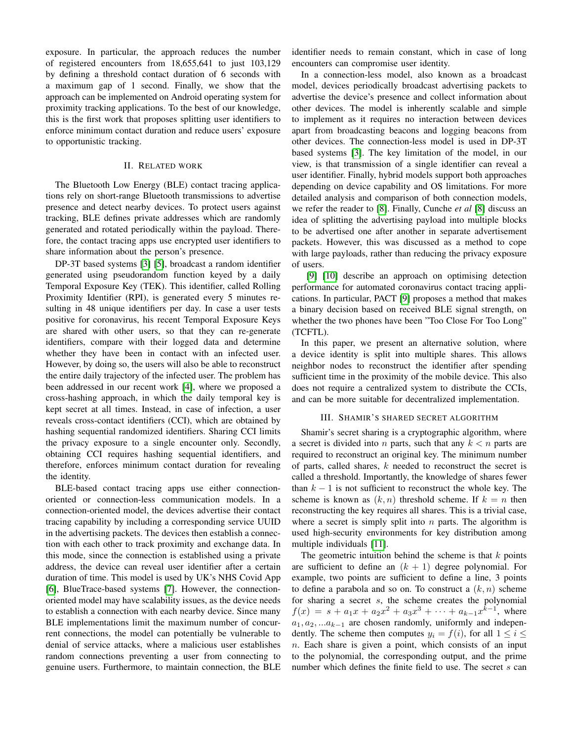exposure. In particular, the approach reduces the number of registered encounters from 18,655,641 to just 103,129 by defining a threshold contact duration of 6 seconds with a maximum gap of 1 second. Finally, we show that the approach can be implemented on Android operating system for proximity tracking applications. To the best of our knowledge, this is the first work that proposes splitting user identifiers to enforce minimum contact duration and reduce users' exposure to opportunistic tracking.

## II. Related work

The Bluetooth Low Energy (BLE) contact tracing applications rely on short-range Bluetooth transmissions to advertise presence and detect nearby devices. To protect users against tracking, BLE defines private addresses which are randomly generated and rotated periodically within the payload. Therefore, the contact tracing apps use encrypted user identifiers to share information about the person's presence.

DP-3T based systems [3] [5], broadcast a random identifier generated using pseudorandom function keyed by a daily Temporal Exposure Key (TEK). This identifier, called Rolling Proximity Identifier (RPI), is generated every 5 minutes resulting in 48 unique identifiers per day. In case a user tests positive for coronavirus, his recent Temporal Exposure Keys are shared with other users, so that they can re-generate identifiers, compare with their logged data and determine whether they have been in contact with an infected user. However, by doing so, the users will also be able to reconstruct the entire daily trajectory of the infected user. The problem has been addressed in our recent work [4], where we proposed a cross-hashing approach, in which the daily temporal key is kept secret at all times. Instead, in case of infection, a user reveals cross-contact identifiers (CCI), which are obtained by hashing sequential randomized identifiers. Sharing CCI limits the privacy exposure to a single encounter only. Secondly, obtaining CCI requires hashing sequential identifiers, and therefore, enforces minimum contact duration for revealing the identity.

BLE-based contact tracing apps use either connection-oriented or connection-less communication models. In a connection-oriented model, the devices advertise their contact tracing capability by including a corresponding service UUID in the advertising packets. The devices then establish a connection with each other to track proximity and exchange data. In this mode, since the connection is established using a private address, the device can reveal user identifier after a certain duration of time. This model is used by UK's NHS Covid App [6], BlueTrace-based systems [7]. However, the connection-oriented model may have scalability issues, as the device needs to establish a connection with each nearby device. Since many BLE implementations limit the maximum number of concurrent connections, the model can potentially be vulnerable to denial of service attacks, where a malicious user establishes random connections preventing a user from connecting to genuine users. Furthermore, to maintain connection, the BLE identifier needs to remain constant, which in case of long encounters can compromise user identity.

In a connection-less model, also known as a broadcast model, devices periodically broadcast advertising packets to advertise the device's presence and collect information about other devices. The model is inherently scalable and simple to implement as it requires no interaction between devices apart from broadcasting beacons and logging beacons from other devices. The connection-less model is used in DP-3T based systems [3]. The key limitation of the model, in our view, is that transmission of a single identifier can reveal a user identifier. Finally, hybrid models support both approaches depending on device capability and OS limitations. For more detailed analysis and comparison of both connection models, we refer the reader to [8]. Finally, Cunche *et al* [8] discuss an idea of splitting the advertising payload into multiple blocks to be advertised one after another in separate advertisement packets. However, this was discussed as a method to cope with large payloads, rather than reducing the privacy exposure of users.

[9] [10] describe an approach on optimising detection performance for automated coronavirus contact tracing applications. In particular, PACT [9] proposes a method that makes a binary decision based on received BLE signal strength, on whether the two phones have been "Too Close For Too Long" (TCFTL).

In this paper, we present an alternative solution, where a device identity is split into multiple shares. This allows neighbor nodes to reconstruct the identifier after spending sufficient time in the proximity of the mobile device. This also does not require a centralized system to distribute the CCIs, and can be more suitable for decentralized implementation.

## III. Shamir's shared secret algorithm

Shamir's secret sharing is a cryptographic algorithm, where a secret is divided into $n$ parts, such that any $k < n$ parts are required to reconstruct an original key. The minimum number of parts, called shares, $k$ needed to reconstruct the secret is called a threshold. Importantly, the knowledge of shares fewer than $k-1$ is not sufficient to reconstruct the whole key. The scheme is known as $(k, n)$ threshold scheme. If $k = n$ then reconstructing the key requires all shares. This is a trivial case, where a secret is simply split into $n$ parts. The algorithm is used high-security environments for key distribution among multiple individuals [11].

The geometric intuition behind the scheme is that $k$ points are sufficient to define an $(k+1)$ degree polynomial. For example, two points are sufficient to define a line, 3 points to define a parabola and so on. To construct a $(k, n)$ scheme for sharing a secret $s$, the scheme creates the polynomial $f(x) = s + a_1 x + a_2 x^2 + a_3 x^3 + \cdots + a_{k-1} x^{k-1}$, where $a_1, a_2, ...a_{k-1}$ are chosen randomly, uniformly and independently. The scheme then computes $y_i = f(i)$, for all $1 \leq i \leq n$. Each share is given a point, which consists of an input to the polynomial, the corresponding output, and the prime number which defines the finite field to use. The secret $s$ can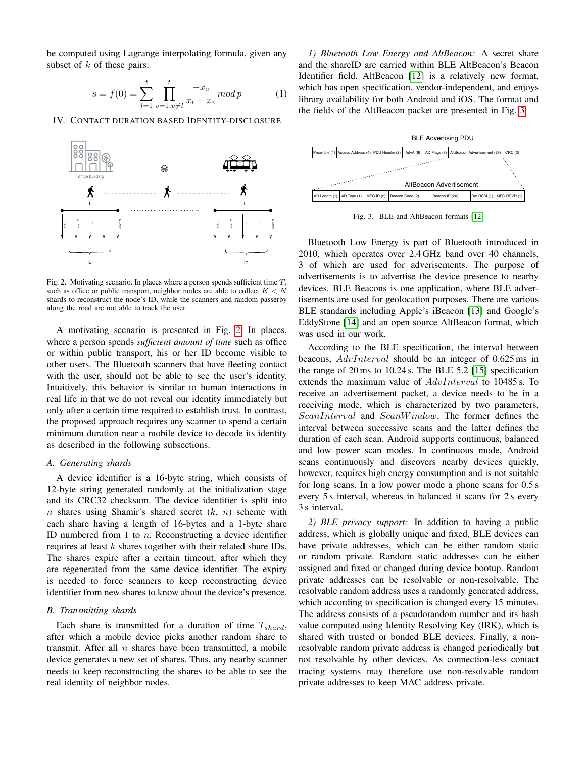be computed using Lagrange interpolating formula, given any subset of $k$ of these pairs:

$$s = f(0) = \sum_{l=1}^{t} \prod_{v=1, v \neq l}^{t} \frac{-x_v}{x_l - x_v} mod\, p \quad (1)$$

## IV. Contact duration based Identity-disclosure

Fig. 2. Motivating scenario. In places where a person spends sufficient time $T$, such as office or public transport, neighbor nodes are able to collect $K < N$ shards to reconstruct the node's ID, while the scanners and random passerby along the road are not able to track the user.

A motivating scenario is presented in Fig. 2. In places, where a person spends *sufficient amount of time* such as office or within public transport, his or her ID become visible to other users. The Bluetooth scanners that have fleeting contact with the user, should not be able to see the user's identity. Intuitively, this behavior is similar to human interactions in real life in that we do not reveal our identity immediately but only after a certain time required to establish trust. In contrast, the proposed approach requires any scanner to spend a certain minimum duration near a mobile device to decode its identity as described in the following subsections.

### A. Generating shards

A device identifier is a 16-byte string, which consists of 12-byte string generated randomly at the initialization stage and its CRC32 checksum. The device identifier is split into $n$ shares using Shamir's shared secret ($k$, $n$) scheme with each share having a length of 16-bytes and a 1-byte share ID numbered from 1 to $n$. Reconstructing a device identifier requires at least $k$ shares together with their related share IDs. The shares expire after a certain timeout, after which they are regenerated from the same device identifier. The expiry is needed to force scanners to keep reconstructing device identifier from new shares to know about the device's presence.

### B. Transmitting shards

Each share is transmitted for a duration of time $T_{shard}$, after which a mobile device picks another random share to transmit. After all $n$ shares have been transmitted, a mobile device generates a new set of shares. Thus, any nearby scanner needs to keep reconstructing the shares to be able to see the real identity of neighbor nodes.

*1) Bluetooth Low Energy and AltBeacon:* A secret share and the shareID are carried within BLE AltBeacon's Beacon Identifier field. AltBeacon [12] is a relatively new format, which has open specification, vendor-independent, and enjoys library availability for both Android and iOS. The format and the fields of the AltBeacon packet are presented in Fig. 3.

BLE Advertising PDU

| Preamble (1) | Access Address (4) | PDU Header (2) | AdvA (6) | AD Flags (3) | AltBeacon Advertisement (28) | CRC (3) |
|---|---|---|---|---|---|---|

AltBeacon Advertisement

| AD Length (1) | AD Type (1) | MFG ID (2) | Beacon Code (2) | Beacon ID (20) | Ref RSSI (1) | MFG RSVD (1) |
|---|---|---|---|---|---|---|

Fig. 3. BLE and AltBeacon formats [12]

Bluetooth Low Energy is part of Bluetooth introduced in 2010, which operates over 2.4 GHz band over 40 channels, 3 of which are used for adverisements. The purpose of advertisements is to advertise the device presence to nearby devices. BLE Beacons is one application, where BLE advertisements are used for geolocation purposes. There are various BLE standards including Apple's iBeacon [13] and Google's EddyStone [14] and an open source AltBeacon format, which was used in our work.

According to the BLE specification, the interval between beacons, $AdvInterval$ should be an integer of 0.625 ms in the range of 20 ms to 10.24 s. The BLE 5.2 [15] specification extends the maximum value of $AdvInterval$ to 10485 s. To receive an advertisement packet, a device needs to be in a receiving mode, which is characterized by two parameters, $ScanInterval$ and $ScanWindow$. The former defines the interval between successive scans and the latter defines the duration of each scan. Android supports continuous, balanced and low power scan modes. In continuous mode, Android scans continuously and discovers nearby devices quickly, however, requires high energy consumption and is not suitable for long scans. In a low power mode a phone scans for 0.5 s every 5 s interval, whereas in balanced it scans for 2 s every 3 s interval.

*2) BLE privacy support:* In addition to having a public address, which is globally unique and fixed, BLE devices can have private addresses, which can be either random static or random private. Random static addresses can be either assigned and fixed or changed during device bootup. Random private addresses can be resolvable or non-resolvable. The resolvable random address uses a randomly generated address, which according to specification is changed every 15 minutes. The address consists of a pseudorandom number and its hash value computed using Identity Resolving Key (IRK), which is shared with trusted or bonded BLE devices. Finally, a non-resolvable random private address is changed periodically but not resolvable by other devices. As connection-less contact tracing systems may therefore use non-resolvable random private addresses to keep MAC address private.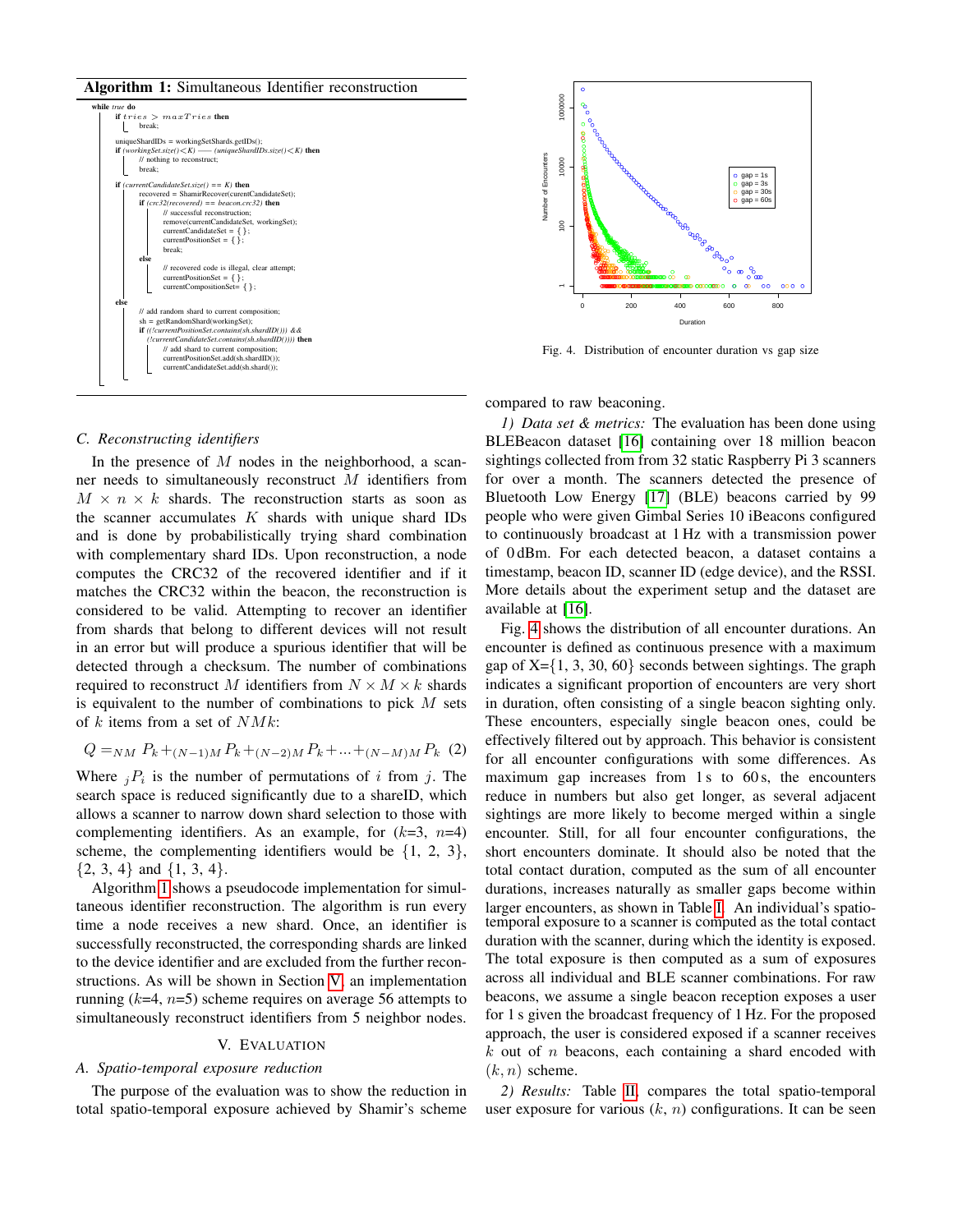**Algorithm 1:** Simultaneous Identifier reconstruction

```
while true do
    if tries > maxTries then
        break;

    uniqueShardIDs = workingSetShards.getIDs();
    if (workingSet.size()<K) —— (uniqueShardIDs.size()<K) then
        // nothing to reconstruct;
        break;

    if (currentCandidateSet.size() == K) then
        recovered = ShamirRecover(currentCandidateSet);
        if (crc32(recovered) == beacon.crc32) then
            // successful reconstruction;
            remove(currentCandidateSet, workingSet);
            currentCandidateSet = { };
            currentPositionSet = { };
            break;
        else
            // recovered code is illegal, clear attempt;
            currentPositionSet = { };
            currentCompositionSet= { };
    else
        // add random shard to current composition;
        sh = getRandomShard(workingSet);
        if ((!currentPositionSet.contains(sh.shardID())) &&
            (!currentCandidateSet.contains(sh.shardID()))) then
            // add shard to current composition;
            currentPositionSet.add(sh.shardID());
            currentCandidateSet.add(sh.shard());
```

### C. Reconstructing identifiers

In the presence of $M$ nodes in the neighborhood, a scanner needs to simultaneously reconstruct $M$ identifiers from $M \times n \times k$ shards. The reconstruction starts as soon as the scanner accumulates $K$ shards with unique shard IDs and is done by probabilistically trying shard combination with complementary shard IDs. Upon reconstruction, a node computes the CRC32 of the recovered identifier and if it matches the CRC32 within the beacon, the reconstruction is considered to be valid. Attempting to recover an identifier from shards that belong to different devices will not result in an error but will produce a spurious identifier that will be detected through a checksum. The number of combinations required to reconstruct $M$ identifiers from $N \times M \times k$ shards is equivalent to the number of combinations to pick $M$ sets of $k$ items from a set of $NMk$:

$$Q = {}_{NM}P_k + {}_{(N-1)M}P_k + {}_{(N-2)M}P_k + ... + {}_{(N-M)M}P_k \quad (2)$$

Where ${}_jP_i$ is the number of permutations of $i$ from $j$. The search space is reduced significantly due to a shareID, which allows a scanner to narrow down shard selection to those with complementing identifiers. As an example, for ($k$=3, $n$=4) scheme, the complementing identifiers would be {1, 2, 3}, {2, 3, 4} and {1, 3, 4}.

Algorithm 1 shows a pseudocode implementation for simultaneous identifier reconstruction. The algorithm is run every time a node receives a new shard. Once, an identifier is successfully reconstructed, the corresponding shards are linked to the device identifier and are excluded from the further reconstructions. As will be shown in Section V, an implementation running ($k$=4, $n$=5) scheme requires on average 56 attempts to simultaneously reconstruct identifiers from 5 neighbor nodes.

## V. Evaluation

### A. Spatio-temporal exposure reduction

The purpose of the evaluation was to show the reduction in total spatio-temporal exposure achieved by Shamir's scheme compared to raw beaconing.

*1) Data set & metrics:* The evaluation has been done using BLEBeacon dataset [16] containing over 18 million beacon sightings collected from from 32 static Raspberry Pi 3 scanners for over a month. The scanners detected the presence of Bluetooth Low Energy [17] (BLE) beacons carried by 99 people who were given Gimbal Series 10 iBeacons configured to continuously broadcast at 1 Hz with a transmission power of 0 dBm. For each detected beacon, a dataset contains a timestamp, beacon ID, scanner ID (edge device), and the RSSI. More details about the experiment setup and the dataset are available at [16].

Fig. 4. Distribution of encounter duration vs gap size

Fig. 4 shows the distribution of all encounter durations. An encounter is defined as continuous presence with a maximum gap of X={1, 3, 30, 60} seconds between sightings. The graph indicates a significant proportion of encounters are very short in duration, often consisting of a single beacon sighting only. These encounters, especially single beacon ones, could be effectively filtered out by approach. This behavior is consistent for all encounter configurations with some differences. As maximum gap increases from 1 s to 60 s, the encounters reduce in numbers but also get longer, as several adjacent sightings are more likely to become merged within a single encounter. Still, for all four encounter configurations, the short encounters dominate. It should also be noted that the total contact duration, computed as the sum of all encounter durations, increases naturally as smaller gaps become within larger encounters, as shown in Table I. An individual's spatio-temporal exposure to a scanner is computed as the total contact duration with the scanner, during which the identity is exposed. The total exposure is then computed as a sum of exposures across all individual and BLE scanner combinations. For raw beacons, we assume a single beacon reception exposes a user for 1 s given the broadcast frequency of 1 Hz. For the proposed approach, the user is considered exposed if a scanner receives $k$ out of $n$ beacons, each containing a shard encoded with $(k, n)$ scheme.

*2) Results:* Table II, compares the total spatio-temporal user exposure for various ($k$, $n$) configurations. It can be seen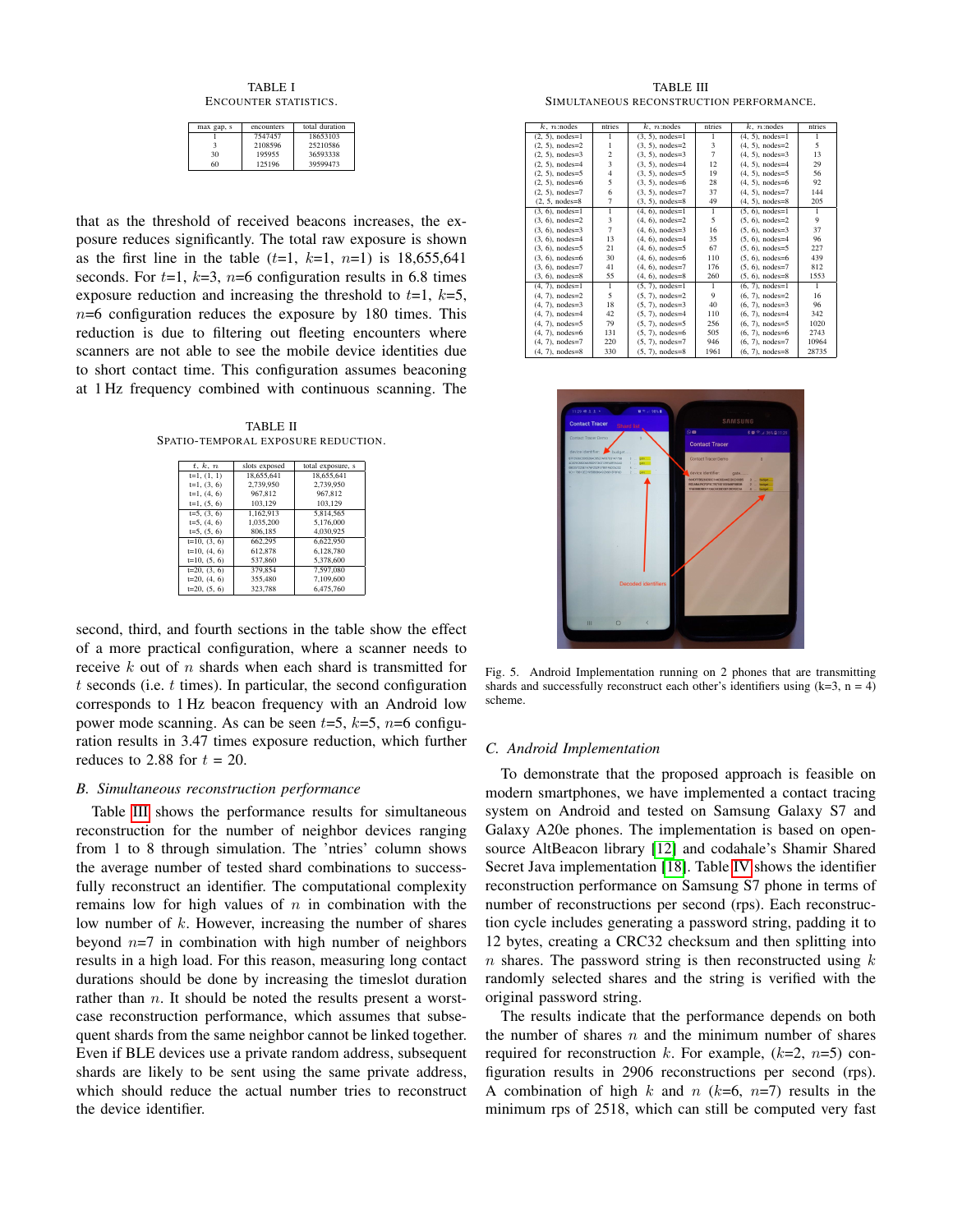TABLE I
ENCOUNTER STATISTICS.

| max gap, s | encounters | total duration |
|---|---|---|
| 1 | 7547457 | 18653103 |
| 3 | 2108596 | 25210586 |
| 30 | 195955 | 36593338 |
| 60 | 125196 | 39599473 |

that as the threshold of received beacons increases, the exposure reduces significantly. The total raw exposure is shown as the first line in the table ($t$=1, $k$=1, $n$=1) is 18,655,641 seconds. For $t$=1, $k$=3, $n$=6 configuration results in 6.8 times exposure reduction and increasing the threshold to $t$=1, $k$=5, $n$=6 configuration reduces the exposure by 180 times. This reduction is due to filtering out fleeting encounters where scanners are not able to see the mobile device identities due to short contact time. This configuration assumes beaconing at 1 Hz frequency combined with continuous scanning. The

TABLE II
SPATIO-TEMPORAL EXPOSURE REDUCTION.

| $t$, $k$, $n$ | slots exposed | total exposure, s |
|---|---|---|
| t=1, (1, 1) | 18,655,641 | 18,655,641 |
| t=1, (3, 6) | 2,739,950 | 2,739,950 |
| t=1, (4, 6) | 967,812 | 967,812 |
| t=1, (5, 6) | 103,129 | 103,129 |
| t=5, (3, 6) | 1,162,913 | 5,814,565 |
| t=5, (4, 6) | 1,035,200 | 5,176,000 |
| t=5, (5, 6) | 806,185 | 4,030,925 |
| t=10, (3, 6) | 662,295 | 6,622,950 |
| t=10, (4, 6) | 612,878 | 6,128,780 |
| t=10, (5, 6) | 537,860 | 5,378,600 |
| t=20, (3, 6) | 379,854 | 7,597,080 |
| t=20, (4, 6) | 355,480 | 7,109,600 |
| t=20, (5, 6) | 323,788 | 6,475,760 |

second, third, and fourth sections in the table show the effect of a more practical configuration, where a scanner needs to receive $k$ out of $n$ shards when each shard is transmitted for $t$ seconds (i.e. $t$ times). In particular, the second configuration corresponds to 1 Hz beacon frequency with an Android low power mode scanning. As can be seen $t$=5, $k$=5, $n$=6 configuration results in 3.47 times exposure reduction, which further reduces to 2.88 for $t$ = 20.

### *B. Simultaneous reconstruction performance*

Table III shows the performance results for simultaneous reconstruction for the number of neighbor devices ranging from 1 to 8 through simulation. The 'ntries' column shows the average number of tested shard combinations to successfully reconstruct an identifier. The computational complexity remains low for high values of $n$ in combination with the low number of $k$. However, increasing the number of shares beyond $n$=7 in combination with high number of neighbors results in a high load. For this reason, measuring long contact durations should be done by increasing the timeslot duration rather than $n$. It should be noted the results present a worst-case reconstruction performance, which assumes that subsequent shards from the same neighbor cannot be linked together. Even if BLE devices use a private random address, subsequent shards are likely to be sent using the same private address, which should reduce the actual number tries to reconstruct the device identifier.

TABLE III
SIMULTANEOUS RECONSTRUCTION PERFORMANCE.

| $k$, $n$:nodes | ntries | $k$, $n$:nodes | ntries | $k$, $n$:nodes | ntries |
|---|---|---|---|---|---|
| (2, 5), nodes=1 | 1 | (3, 5), nodes=1 | 1 | (4, 5), nodes=1 | 1 |
| (2, 5), nodes=2 | 1 | (3, 5), nodes=2 | 3 | (4, 5), nodes=2 | 5 |
| (2, 5), nodes=3 | 2 | (3, 5), nodes=3 | 7 | (4, 5), nodes=3 | 13 |
| (2, 5), nodes=4 | 3 | (3, 5), nodes=4 | 12 | (4, 5), nodes=4 | 29 |
| (2, 5), nodes=5 | 4 | (3, 5), nodes=5 | 19 | (4, 5), nodes=5 | 56 |
| (2, 5), nodes=6 | 5 | (3, 5), nodes=6 | 28 | (4, 5), nodes=6 | 92 |
| (2, 5), nodes=7 | 6 | (3, 5), nodes=7 | 37 | (4, 5), nodes=7 | 144 |
| (2, 5, nodes=8 | 7 | (3, 5), nodes=8 | 49 | (4, 5), nodes=8 | 205 |
| (3, 6), nodes=1 | 1 | (4, 6), nodes=1 | 1 | (5, 6), nodes=1 | 1 |
| (3, 6), nodes=2 | 3 | (4, 6), nodes=2 | 5 | (5, 6), nodes=2 | 9 |
| (3, 6), nodes=3 | 7 | (4, 6), nodes=3 | 16 | (5, 6), nodes=3 | 37 |
| (3, 6), nodes=4 | 13 | (4, 6), nodes=4 | 35 | (5, 6), nodes=4 | 96 |
| (3, 6), nodes=5 | 21 | (4, 6), nodes=5 | 67 | (5, 6), nodes=5 | 227 |
| (3, 6), nodes=6 | 30 | (4, 6), nodes=6 | 110 | (5, 6), nodes=6 | 439 |
| (3, 6), nodes=7 | 41 | (4, 6), nodes=7 | 176 | (5, 6), nodes=7 | 812 |
| (3, 6), nodes=8 | 55 | (4, 6), nodes=8 | 260 | (5, 6), nodes=8 | 1553 |
| (4, 7), nodes=1 | 1 | (5, 7), nodes=1 | 1 | (6, 7), nodes=1 | 1 |
| (4, 7), nodes=2 | 5 | (5, 7), nodes=2 | 9 | (6, 7), nodes=2 | 16 |
| (4, 7), nodes=3 | 18 | (5, 7), nodes=3 | 40 | (6, 7), nodes=3 | 96 |
| (4, 7), nodes=4 | 42 | (5, 7), nodes=4 | 110 | (6, 7), nodes=4 | 342 |
| (4, 7), nodes=5 | 79 | (5, 7), nodes=5 | 256 | (6, 7), nodes=5 | 1020 |
| (4, 7), nodes=6 | 131 | (5, 7), nodes=6 | 505 | (6, 7), nodes=6 | 2743 |
| (4, 7), nodes=7 | 220 | (5, 7), nodes=7 | 946 | (6, 7), nodes=7 | 10964 |
| (4, 7), nodes=8 | 330 | (5, 7), nodes=8 | 1961 | (6, 7), nodes=8 | 28735 |

Fig. 5. Android Implementation running on 2 phones that are transmitting shards and successfully reconstruct each other's identifiers using (k=3, n = 4) scheme.

### *C. Android Implementation*

To demonstrate that the proposed approach is feasible on modern smartphones, we have implemented a contact tracing system on Android and tested on Samsung Galaxy S7 and Galaxy A20e phones. The implementation is based on open-source AltBeacon library [12] and codahale's Shamir Shared Secret Java implementation [18]. Table IV shows the identifier reconstruction performance on Samsung S7 phone in terms of number of reconstructions per second (rps). Each reconstruction cycle includes generating a password string, padding it to 12 bytes, creating a CRC32 checksum and then splitting into $n$ shares. The password string is then reconstructed using $k$ randomly selected shares and the string is verified with the original password string.

The results indicate that the performance depends on both the number of shares $n$ and the minimum number of shares required for reconstruction $k$. For example, ($k$=2, $n$=5) configuration results in 2906 reconstructions per second (rps). A combination of high $k$ and $n$ ($k$=6, $n$=7) results in the minimum rps of 2518, which can still be computed very fast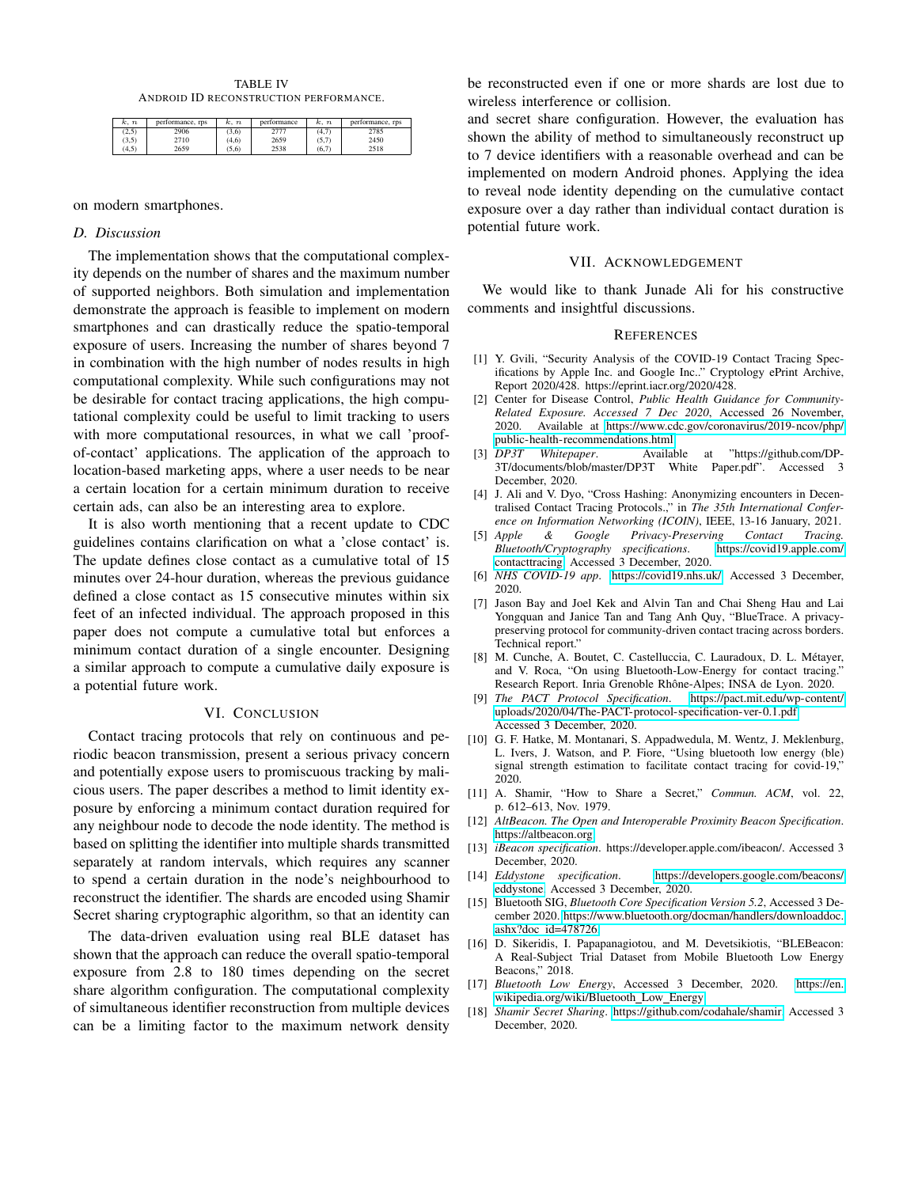TABLE IV
ANDROID ID RECONSTRUCTION PERFORMANCE.

| $k, n$ | performance, rps | $k, n$ | performance | $k, n$ | performance, rps |
|---|---|---|---|---|---|
| (2,5) | 2906 | (3,6) | 2777 | (4,7) | 2785 |
| (3,5) | 2710 | (4,6) | 2659 | (5,7) | 2450 |
| (4,5) | 2659 | (5,6) | 2538 | (6,7) | 2518 |

on modern smartphones.

### D. Discussion

The implementation shows that the computational complexity depends on the number of shares and the maximum number of supported neighbors. Both simulation and implementation demonstrate the approach is feasible to implement on modern smartphones and can drastically reduce the spatio-temporal exposure of users. Increasing the number of shares beyond 7 in combination with the high number of nodes results in high computational complexity. While such configurations may not be desirable for contact tracing applications, the high computational complexity could be useful to limit tracking to users with more computational resources, in what we call 'proof-of-contact' applications. The application of the approach to location-based marketing apps, where a user needs to be near a certain location for a certain minimum duration to receive certain ads, can also be an interesting area to explore.

It is also worth mentioning that a recent update to CDC guidelines contains clarification on what a 'close contact' is. The update defines close contact as a cumulative total of 15 minutes over 24-hour duration, whereas the previous guidance defined a close contact as 15 consecutive minutes within six feet of an infected individual. The approach proposed in this paper does not compute a cumulative total but enforces a minimum contact duration of a single encounter. Designing a similar approach to compute a cumulative daily exposure is a potential future work.

## VI. Conclusion

Contact tracing protocols that rely on continuous and periodic beacon transmission, present a serious privacy concern and potentially expose users to promiscuous tracking by malicious users. The paper describes a method to limit identity exposure by enforcing a minimum contact duration required for any neighbour node to decode the node identity. The method is based on splitting the identifier into multiple shards transmitted separately at random intervals, which requires any scanner to spend a certain duration in the node's neighbourhood to reconstruct the identifier. The shards are encoded using Shamir Secret sharing cryptographic algorithm, so that an identity can be reconstructed even if one or more shards are lost due to wireless interference or collision.

The data-driven evaluation using real BLE dataset has shown that the approach can reduce the overall spatio-temporal exposure from 2.8 to 180 times depending on the secret share algorithm configuration. The computational complexity of simultaneous identifier reconstruction from multiple devices can be a limiting factor to the maximum network density and secret share configuration. However, the evaluation has shown the ability of method to simultaneously reconstruct up to 7 device identifiers with a reasonable overhead and can be implemented on modern Android phones. Applying the idea to reveal node identity depending on the cumulative contact exposure over a day rather than individual contact duration is potential future work.

## VII. Acknowledgement

We would like to thank Junade Ali for his constructive comments and insightful discussions.

## References

[1] Y. Gvili, "Security Analysis of the COVID-19 Contact Tracing Specifications by Apple Inc. and Google Inc.." Cryptology ePrint Archive, Report 2020/428. https://eprint.iacr.org/2020/428.

[2] Center for Disease Control, *Public Health Guidance for Community-Related Exposure. Accessed 7 Dec 2020*, Accessed 26 November, 2020. Available at https://www.cdc.gov/coronavirus/2019-ncov/php/public-health-recommendations.html

[3] *DP3T Whitepaper*. Available at "https://github.com/DP-3T/documents/blob/master/DP3T White Paper.pdf". Accessed 3 December, 2020.

[4] J. Ali and V. Dyo, "Cross Hashing: Anonymizing encounters in Decentralised Contact Tracing Protocols.," in *The 35th International Conference on Information Networking (ICOIN)*, IEEE, 13-16 January, 2021.

[5] *Apple & Google Privacy-Preserving Contact Tracing. Bluetooth/Cryptography specifications*. https://covid19.apple.com/contacttracing. Accessed 3 December, 2020.

[6] *NHS COVID-19 app*. https://covid19.nhs.uk/. Accessed 3 December, 2020.

[7] Jason Bay and Joel Kek and Alvin Tan and Chai Sheng Hau and Lai Yongquan and Janice Tan and Tang Anh Quy, "BlueTrace. A privacy-preserving protocol for community-driven contact tracing across borders. Technical report."

[8] M. Cunche, A. Boutet, C. Castelluccia, C. Lauradoux, D. L. Métayer, and V. Roca, "On using Bluetooth-Low-Energy for contact tracing." Research Report. Inria Grenoble Rhône-Alpes; INSA de Lyon. 2020.

[9] *The PACT Protocol Specification*. https://pact.mit.edu/wp-content/uploads/2020/04/The-PACT-protocol-specification-ver-0.1.pdf. Accessed 3 December, 2020.

[10] G. F. Hatke, M. Montanari, S. Appadwedula, M. Wentz, J. Meklenburg, L. Ivers, J. Watson, and P. Fiore, "Using bluetooth low energy (ble) signal strength estimation to facilitate contact tracing for covid-19," 2020.

[11] A. Shamir, "How to Share a Secret," *Commun. ACM*, vol. 22, p. 612–613, Nov. 1979.

[12] *AltBeacon. The Open and Interoperable Proximity Beacon Specification*. https://altbeacon.org.

[13] *iBeacon specification*. https://developer.apple.com/ibeacon/. Accessed 3 December, 2020.

[14] *Eddystone specification*. https://developers.google.com/beacons/eddystone. Accessed 3 December, 2020.

[15] Bluetooth SIG, *Bluetooth Core Specification Version 5.2*, Accessed 3 December 2020. https://www.bluetooth.org/docman/handlers/downloaddoc.ashx?doc_id=478726.

[16] D. Sikeridis, I. Papapanagiotou, and M. Devetsikiotis, "BLEBeacon: A Real-Subject Trial Dataset from Mobile Bluetooth Low Energy Beacons," 2018.

[17] *Bluetooth Low Energy*, Accessed 3 December, 2020. https://en.wikipedia.org/wiki/Bluetooth_Low_Energy.

[18] *Shamir Secret Sharing*. https://github.com/codahale/shamir. Accessed 3 December, 2020.